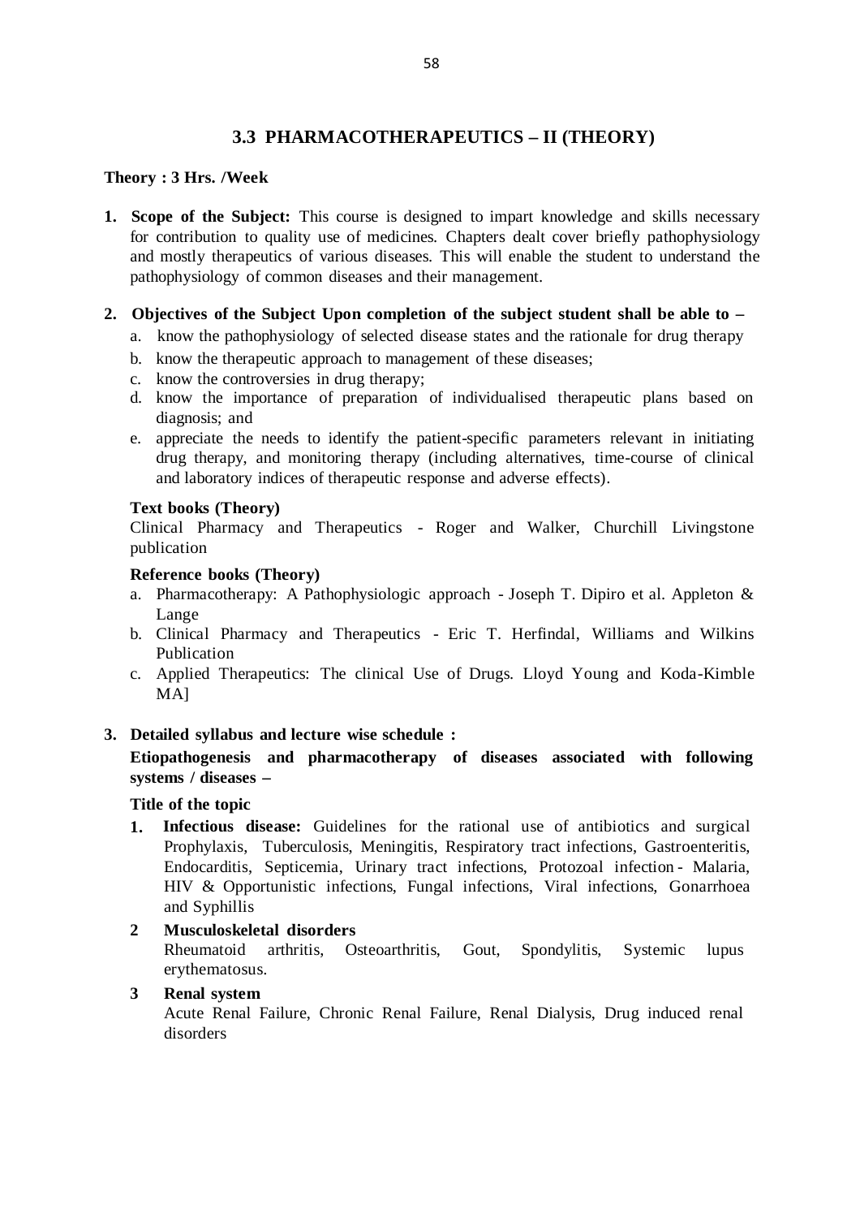## 3.3 PHARMACOTHERAPEUTICS – II (THEORY)

**Theory : 3 Hrs. /Week**

1. **Scope of the Subject:** This course is designed to impart knowledge and skills necessary for contribution to quality use of medicines. Chapters dealt cover briefly pathophysiology and mostly therapeutics of various diseases. This will enable the student to understand the pathophysiology of common diseases and their management.

2. **Objectives of the Subject Upon completion of the subject student shall be able to –**
   a. know the pathophysiology of selected disease states and the rationale for drug therapy
   b. know the therapeutic approach to management of these diseases;
   c. know the controversies in drug therapy;
   d. know the importance of preparation of individualised therapeutic plans based on diagnosis; and
   e. appreciate the needs to identify the patient-specific parameters relevant in initiating drug therapy, and monitoring therapy (including alternatives, time-course of clinical and laboratory indices of therapeutic response and adverse effects).

   **Text books (Theory)**

   Clinical Pharmacy and Therapeutics - Roger and Walker, Churchill Livingstone publication

   **Reference books (Theory)**

   a. Pharmacotherapy: A Pathophysiologic approach - Joseph T. Dipiro et al. Appleton & Lange
   b. Clinical Pharmacy and Therapeutics - Eric T. Herfindal, Williams and Wilkins Publication
   c. Applied Therapeutics: The clinical Use of Drugs. Lloyd Young and Koda-Kimble MA]

3. **Detailed syllabus and lecture wise schedule :**

   **Etiopathogenesis and pharmacotherapy of diseases associated with following systems / diseases –**

   **Title of the topic**

   1. **Infectious disease:** Guidelines for the rational use of antibiotics and surgical Prophylaxis, Tuberculosis, Meningitis, Respiratory tract infections, Gastroenteritis, Endocarditis, Septicemia, Urinary tract infections, Protozoal infection - Malaria, HIV & Opportunistic infections, Fungal infections, Viral infections, Gonarrhoea and Syphillis

   2. **Musculoskeletal disorders**
      Rheumatoid arthritis, Osteoarthritis, Gout, Spondylitis, Systemic lupus erythematosus.

   3. **Renal system**
      Acute Renal Failure, Chronic Renal Failure, Renal Dialysis, Drug induced renal disorders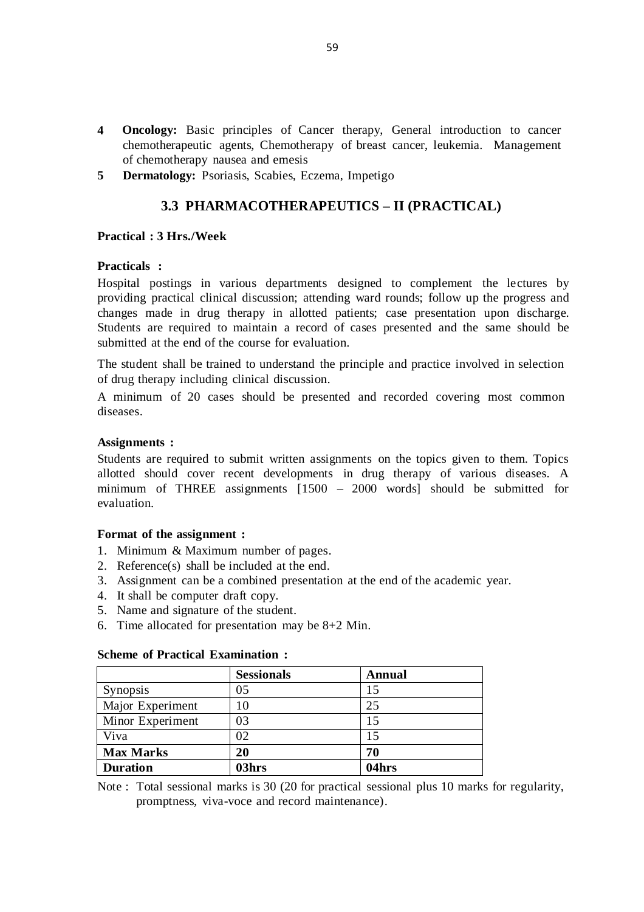4. **Oncology:** Basic principles of Cancer therapy, General introduction to cancer chemotherapeutic agents, Chemotherapy of breast cancer, leukemia. Management of chemotherapy nausea and emesis
5. **Dermatology:** Psoriasis, Scabies, Eczema, Impetigo

## 3.3 PHARMACOTHERAPEUTICS – II (PRACTICAL)

**Practical : 3 Hrs./Week**

**Practicals :**

Hospital postings in various departments designed to complement the lectures by providing practical clinical discussion; attending ward rounds; follow up the progress and changes made in drug therapy in allotted patients; case presentation upon discharge. Students are required to maintain a record of cases presented and the same should be submitted at the end of the course for evaluation.

The student shall be trained to understand the principle and practice involved in selection of drug therapy including clinical discussion.

A minimum of 20 cases should be presented and recorded covering most common diseases.

**Assignments :**

Students are required to submit written assignments on the topics given to them. Topics allotted should cover recent developments in drug therapy of various diseases. A minimum of THREE assignments [1500 – 2000 words] should be submitted for evaluation.

**Format of the assignment :**

1. Minimum & Maximum number of pages.
2. Reference(s) shall be included at the end.
3. Assignment can be a combined presentation at the end of the academic year.
4. It shall be computer draft copy.
5. Name and signature of the student.
6. Time allocated for presentation may be 8+2 Min.

**Scheme of Practical Examination :**

| | **Sessionals** | **Annual** |
|---|---|---|
| Synopsis | 05 | 15 |
| Major Experiment | 10 | 25 |
| Minor Experiment | 03 | 15 |
| Viva | 02 | 15 |
| **Max Marks** | **20** | **70** |
| **Duration** | **03hrs** | **04hrs** |

Note : Total sessional marks is 30 (20 for practical sessional plus 10 marks for regularity, promptness, viva-voce and record maintenance).